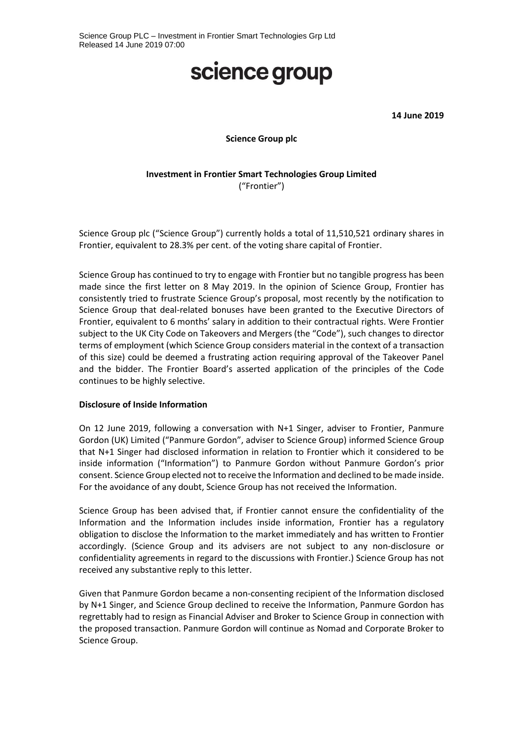Science Group PLC – Investment in Frontier Smart Technologies Grp Ltd
Released 14 June 2019 07:00

# science group

**14 June 2019**

**Science Group plc**

**Investment in Frontier Smart Technologies Group Limited**
("Frontier")

Science Group plc ("Science Group") currently holds a total of 11,510,521 ordinary shares in Frontier, equivalent to 28.3% per cent. of the voting share capital of Frontier.

Science Group has continued to try to engage with Frontier but no tangible progress has been made since the first letter on 8 May 2019. In the opinion of Science Group, Frontier has consistently tried to frustrate Science Group's proposal, most recently by the notification to Science Group that deal-related bonuses have been granted to the Executive Directors of Frontier, equivalent to 6 months' salary in addition to their contractual rights. Were Frontier subject to the UK City Code on Takeovers and Mergers (the "Code"), such changes to director terms of employment (which Science Group considers material in the context of a transaction of this size) could be deemed a frustrating action requiring approval of the Takeover Panel and the bidder. The Frontier Board's asserted application of the principles of the Code continues to be highly selective.

**Disclosure of Inside Information**

On 12 June 2019, following a conversation with N+1 Singer, adviser to Frontier, Panmure Gordon (UK) Limited ("Panmure Gordon", adviser to Science Group) informed Science Group that N+1 Singer had disclosed information in relation to Frontier which it considered to be inside information ("Information") to Panmure Gordon without Panmure Gordon's prior consent. Science Group elected not to receive the Information and declined to be made inside. For the avoidance of any doubt, Science Group has not received the Information.

Science Group has been advised that, if Frontier cannot ensure the confidentiality of the Information and the Information includes inside information, Frontier has a regulatory obligation to disclose the Information to the market immediately and has written to Frontier accordingly. (Science Group and its advisers are not subject to any non-disclosure or confidentiality agreements in regard to the discussions with Frontier.) Science Group has not received any substantive reply to this letter.

Given that Panmure Gordon became a non-consenting recipient of the Information disclosed by N+1 Singer, and Science Group declined to receive the Information, Panmure Gordon has regrettably had to resign as Financial Adviser and Broker to Science Group in connection with the proposed transaction. Panmure Gordon will continue as Nomad and Corporate Broker to Science Group.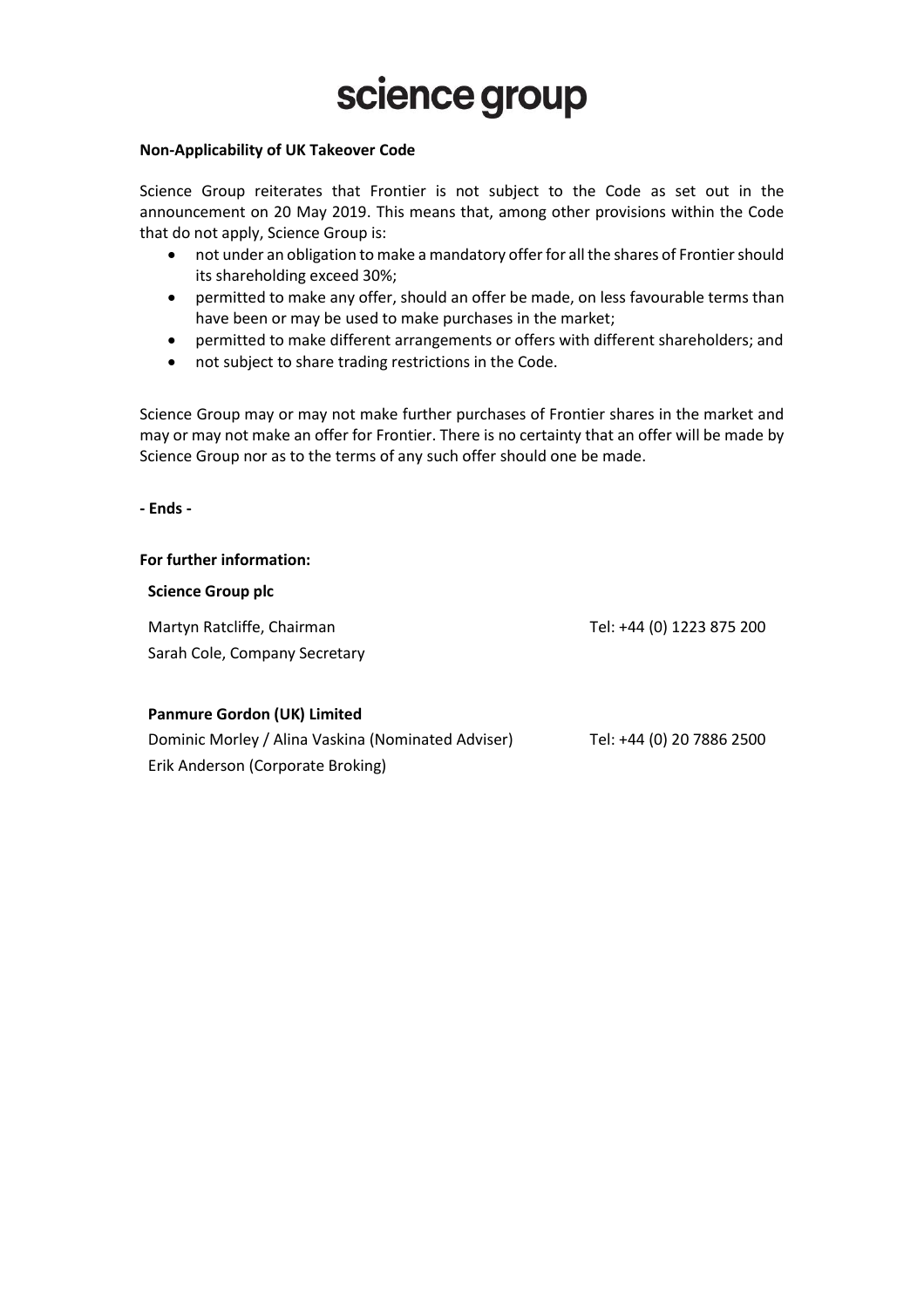**Non-Applicability of UK Takeover Code**

Science Group reiterates that Frontier is not subject to the Code as set out in the announcement on 20 May 2019. This means that, among other provisions within the Code that do not apply, Science Group is:

- not under an obligation to make a mandatory offer for all the shares of Frontier should its shareholding exceed 30%;
- permitted to make any offer, should an offer be made, on less favourable terms than have been or may be used to make purchases in the market;
- permitted to make different arrangements or offers with different shareholders; and
- not subject to share trading restrictions in the Code.

Science Group may or may not make further purchases of Frontier shares in the market and may or may not make an offer for Frontier. There is no certainty that an offer will be made by Science Group nor as to the terms of any such offer should one be made.

**- Ends -**

**For further information:**

**Science Group plc**

Martyn Ratcliffe, Chairman — Tel: +44 (0) 1223 875 200
Sarah Cole, Company Secretary

**Panmure Gordon (UK) Limited**

Dominic Morley / Alina Vaskina (Nominated Adviser) — Tel: +44 (0) 20 7886 2500
Erik Anderson (Corporate Broking)